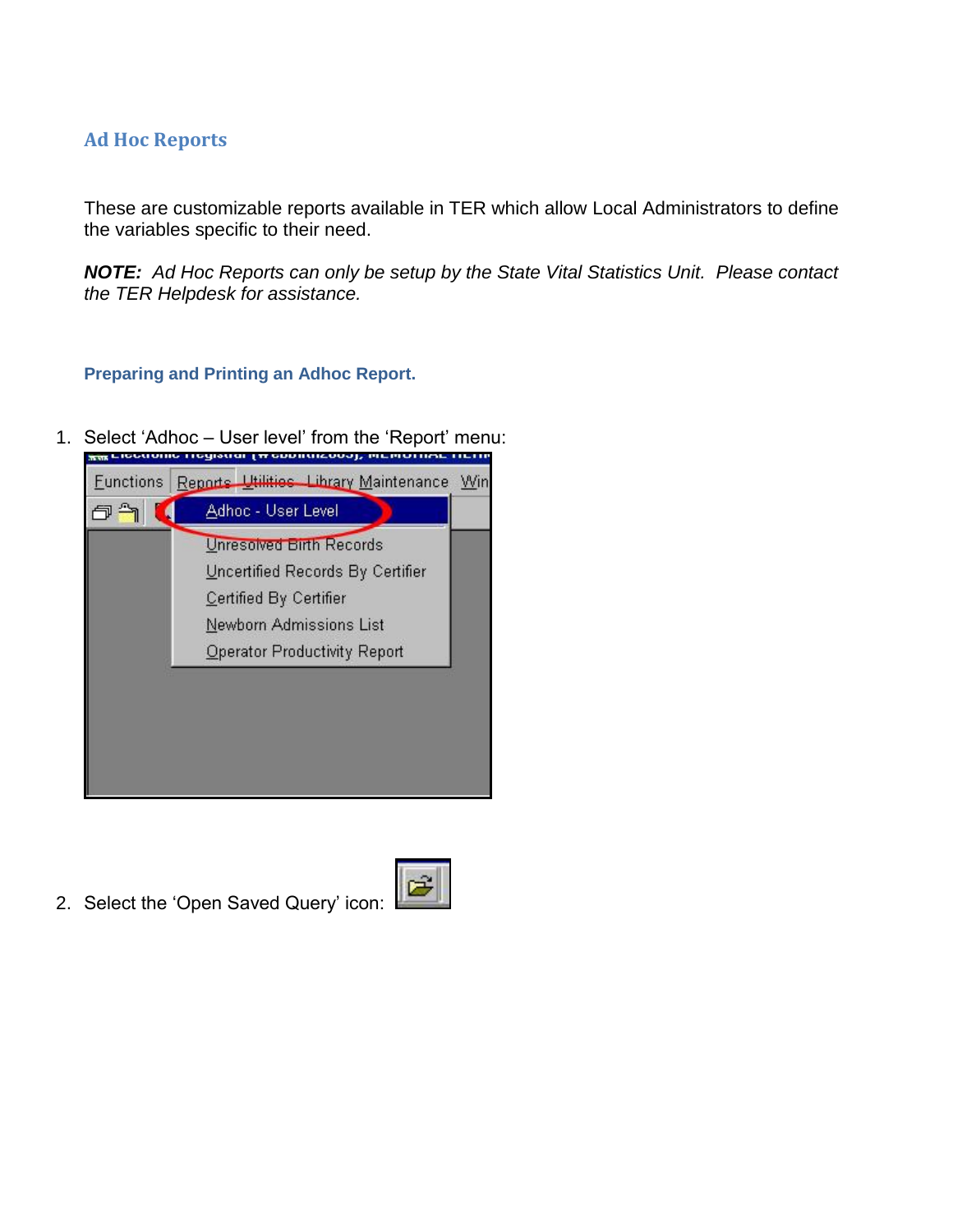## Ad Hoc Reports

These are customizable reports available in TER which allow Local Administrators to define the variables specific to their need.

***NOTE:*** *Ad Hoc Reports can only be setup by the State Vital Statistics Unit. Please contact the TER Helpdesk for assistance.*

### Preparing and Printing an Adhoc Report.

1. Select 'Adhoc – User level' from the 'Report' menu:

2. Select the 'Open Saved Query' icon: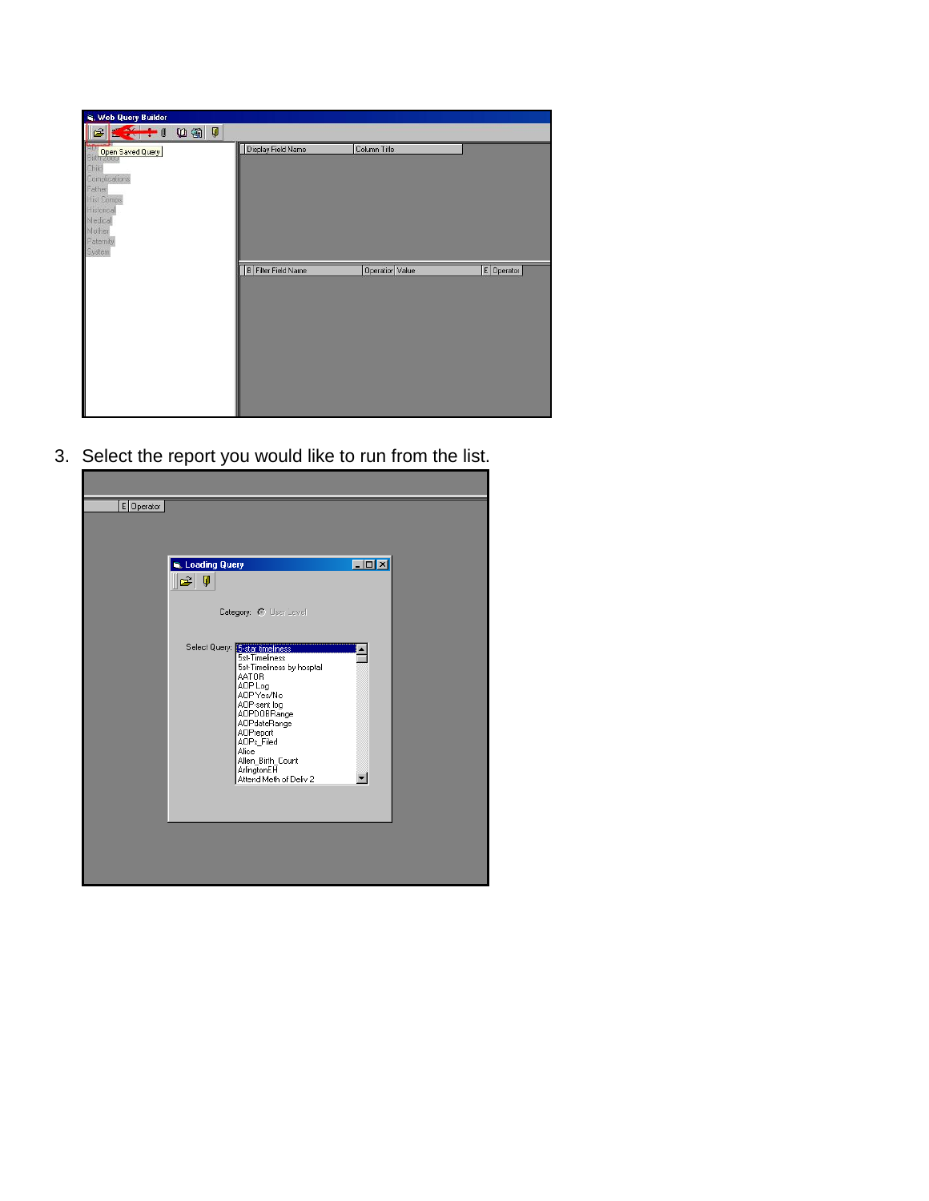3. Select the report you would like to run from the list.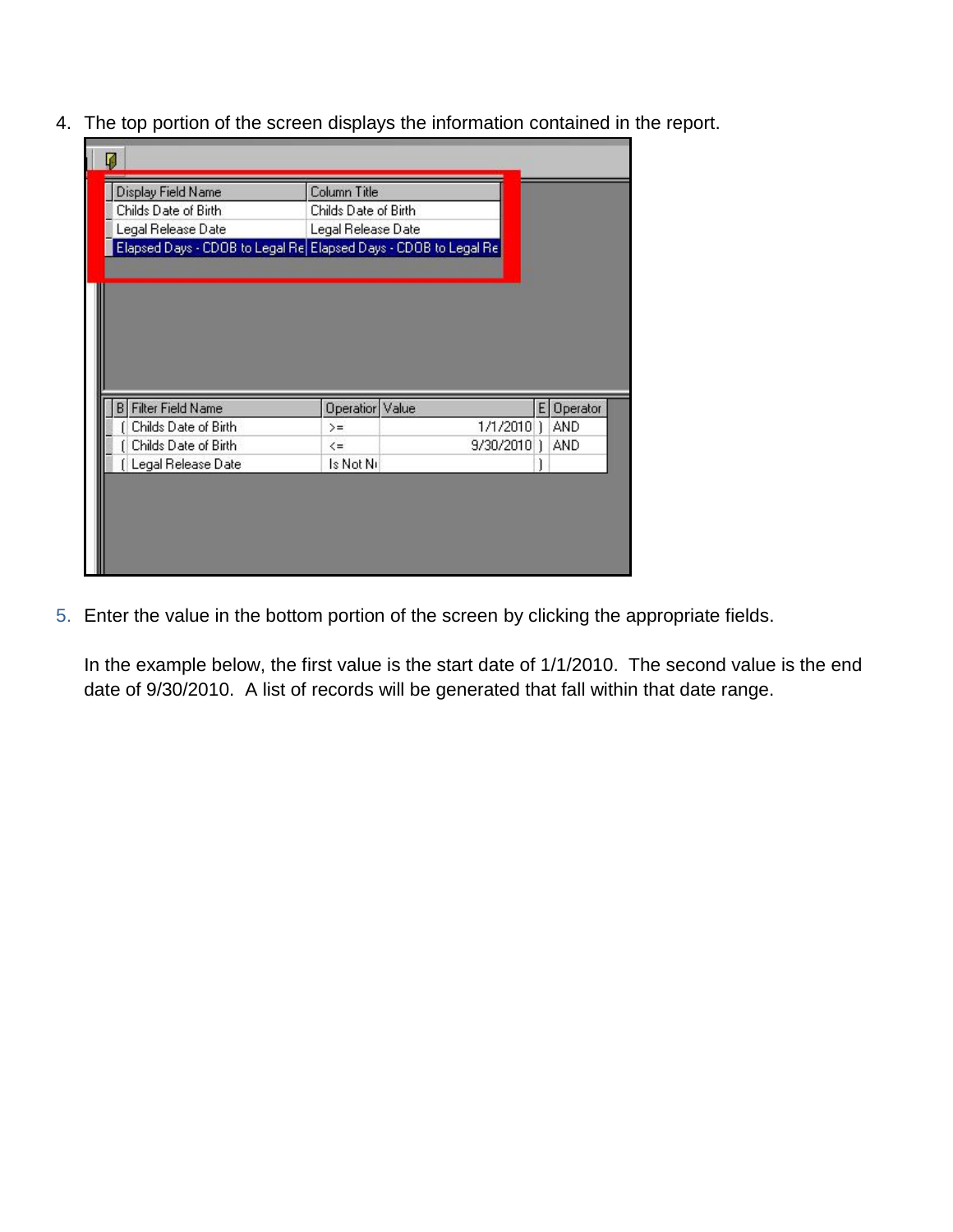4. The top portion of the screen displays the information contained in the report.

| Display Field Name | Column Title |
|---|---|
| Childs Date of Birth | Childs Date of Birth |
| Legal Release Date | Legal Release Date |
| Elapsed Days - CDOB to Legal Re | Elapsed Days - CDOB to Legal Re |

| B | Filter Field Name | Operatior | Value | E | Operator |
|---|---|---|---|---|---|
| ( | Childs Date of Birth | >= | 1/1/2010 | ) | AND |
| ( | Childs Date of Birth | <= | 9/30/2010 | ) | AND |
| ( | Legal Release Date | Is Not N | | ) | |

5. Enter the value in the bottom portion of the screen by clicking the appropriate fields.

   In the example below, the first value is the start date of 1/1/2010. The second value is the end date of 9/30/2010. A list of records will be generated that fall within that date range.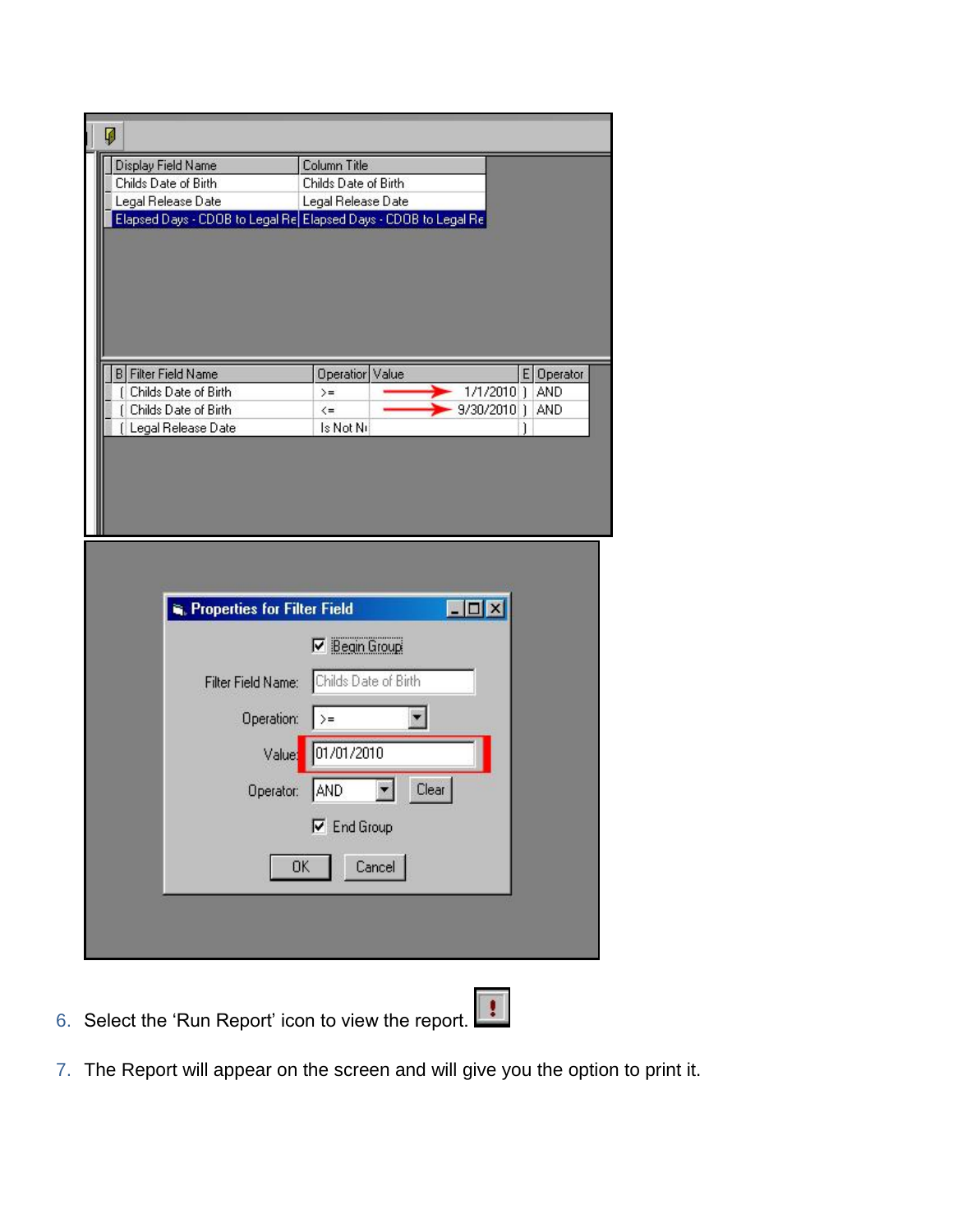6. Select the 'Run Report' icon to view the report.

7. The Report will appear on the screen and will give you the option to print it.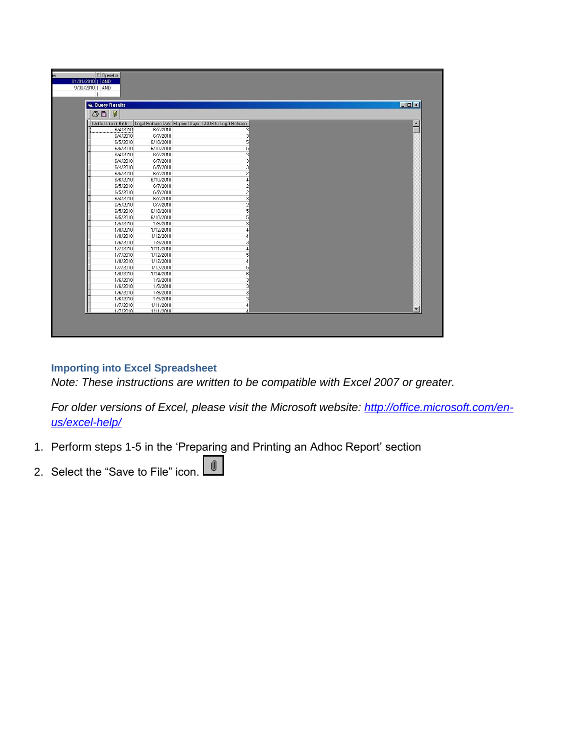**Importing into Excel Spreadsheet**

*Note: These instructions are written to be compatible with Excel 2007 or greater.*

*For older versions of Excel, please visit the Microsoft website: [http://office.microsoft.com/en-us/excel-help/](http://office.microsoft.com/en-us/excel-help/)*

1. Perform steps 1-5 in the 'Preparing and Printing an Adhoc Report' section
2. Select the "Save to File" icon.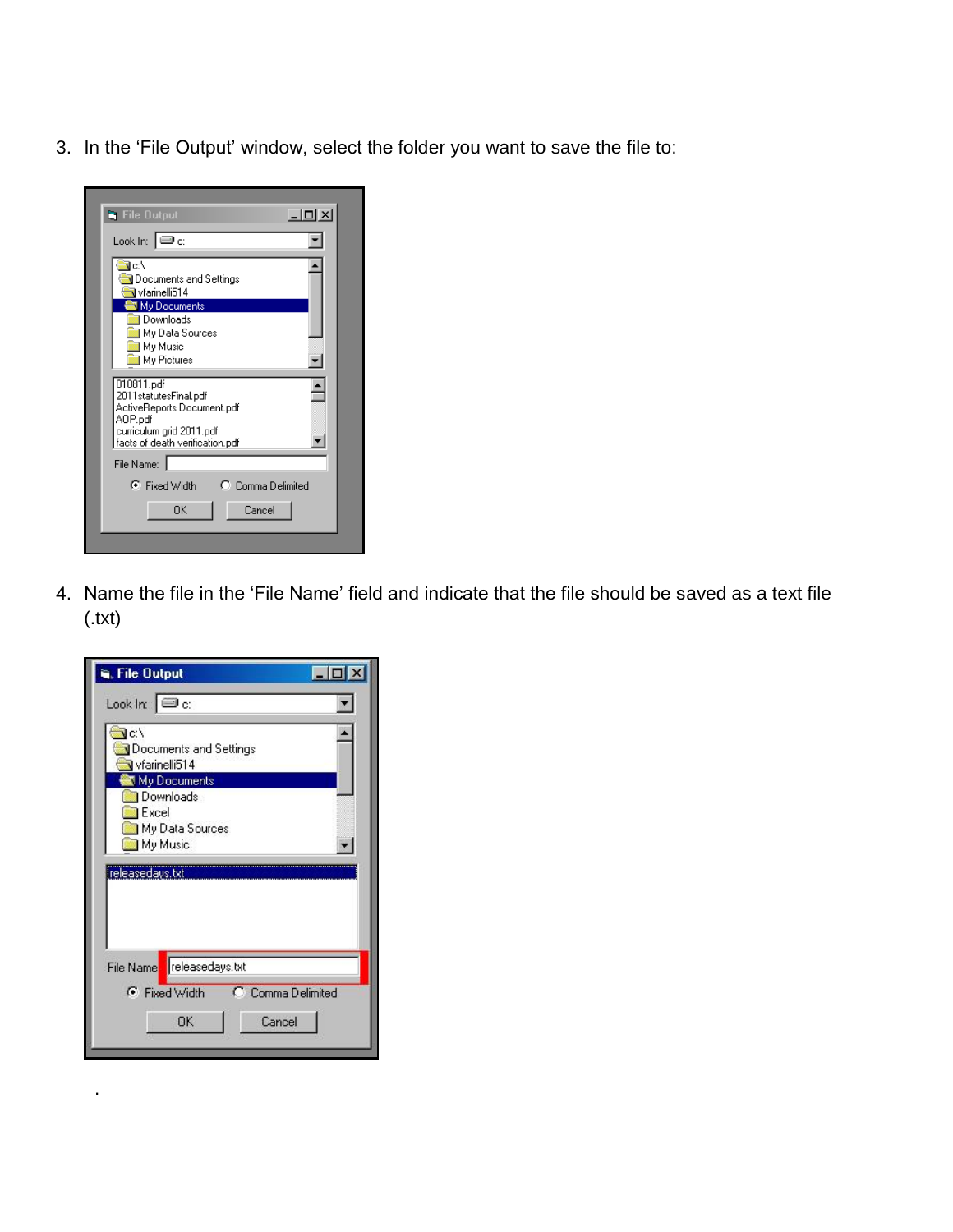3. In the 'File Output' window, select the folder you want to save the file to:

4. Name the file in the 'File Name' field and indicate that the file should be saved as a text file (.txt)

.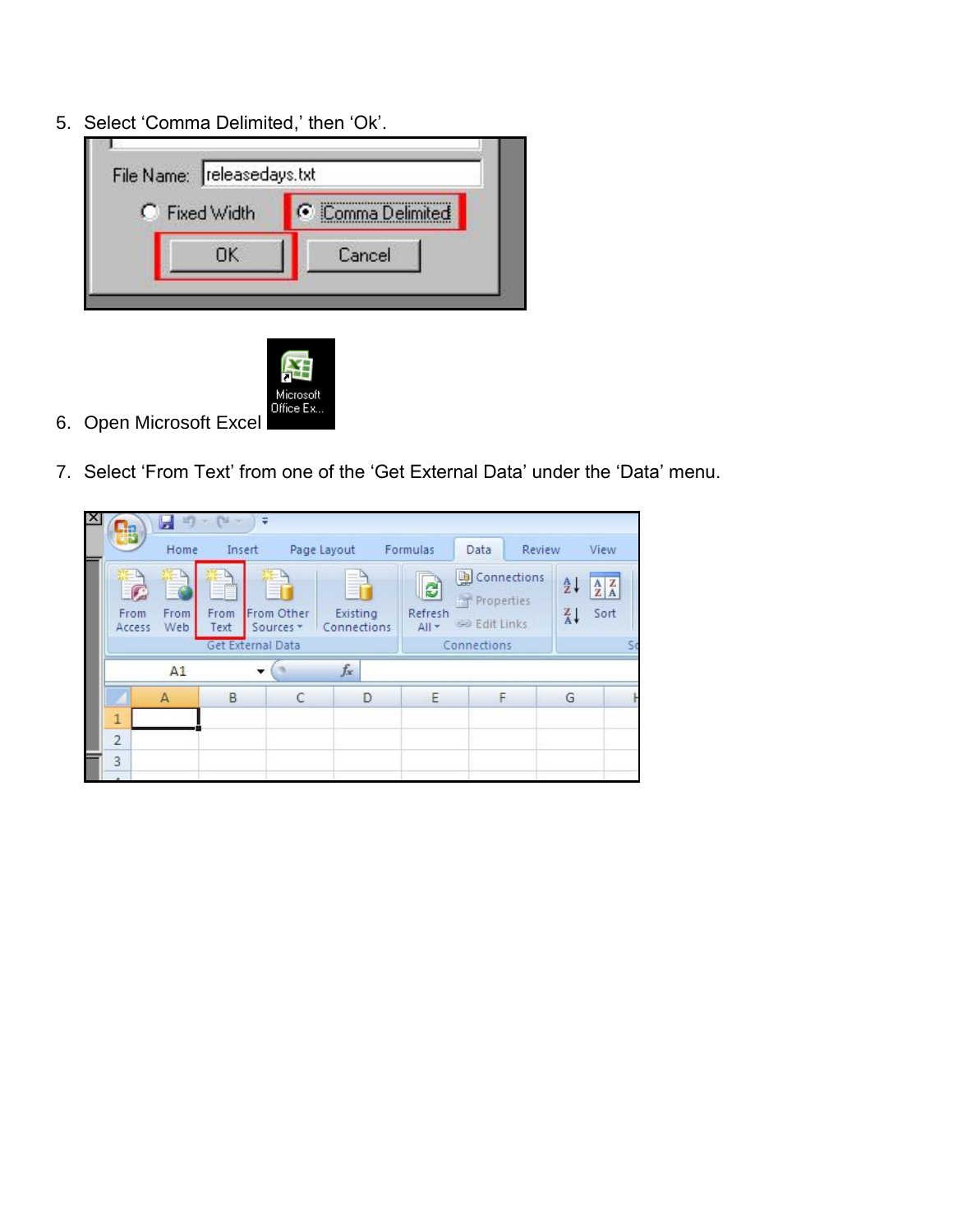5. Select ‘Comma Delimited,’ then ‘Ok’.

6. Open Microsoft Excel

7. Select ‘From Text’ from one of the ‘Get External Data’ under the ‘Data’ menu.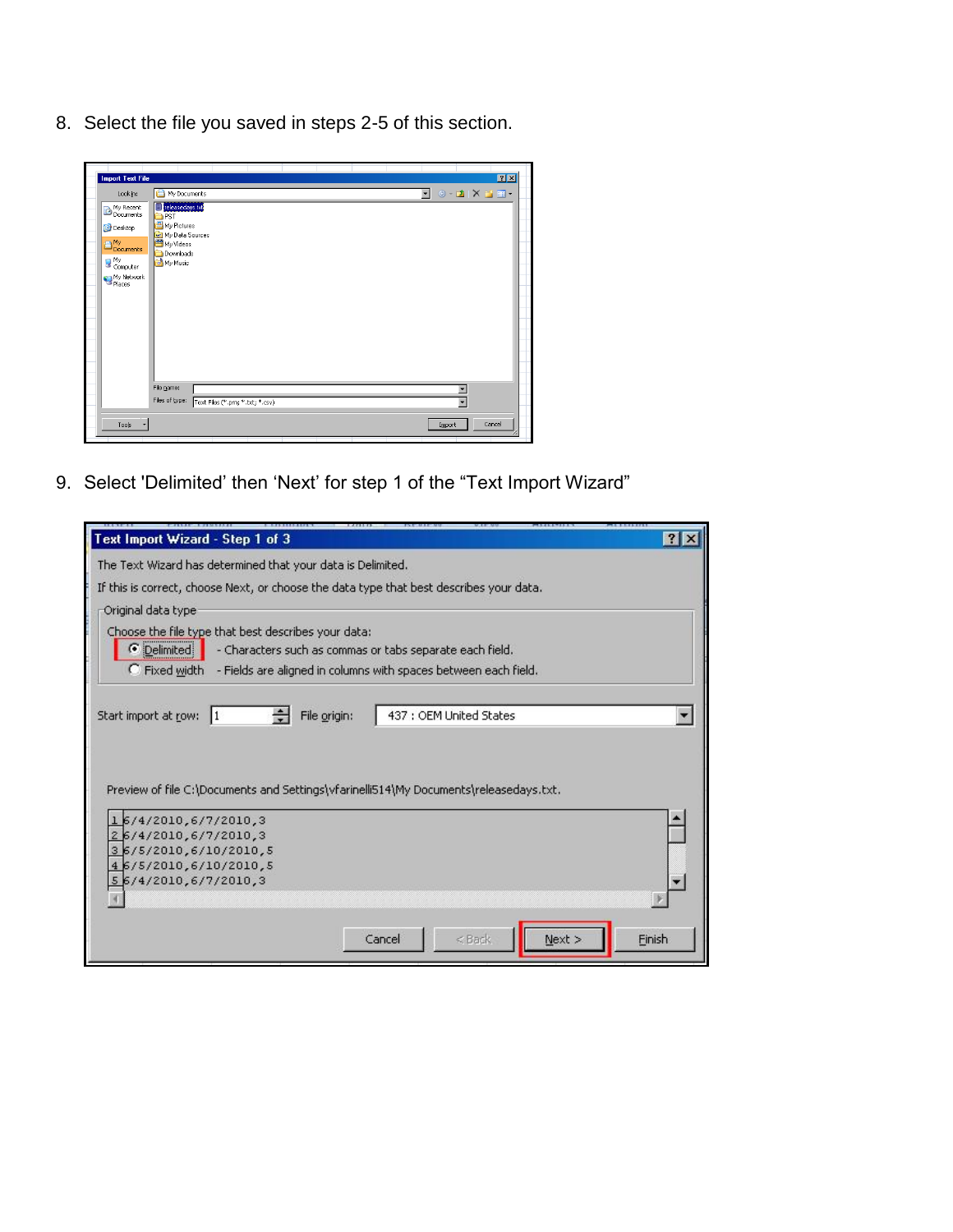8. Select the file you saved in steps 2-5 of this section.

9. Select 'Delimited' then 'Next' for step 1 of the "Text Import Wizard"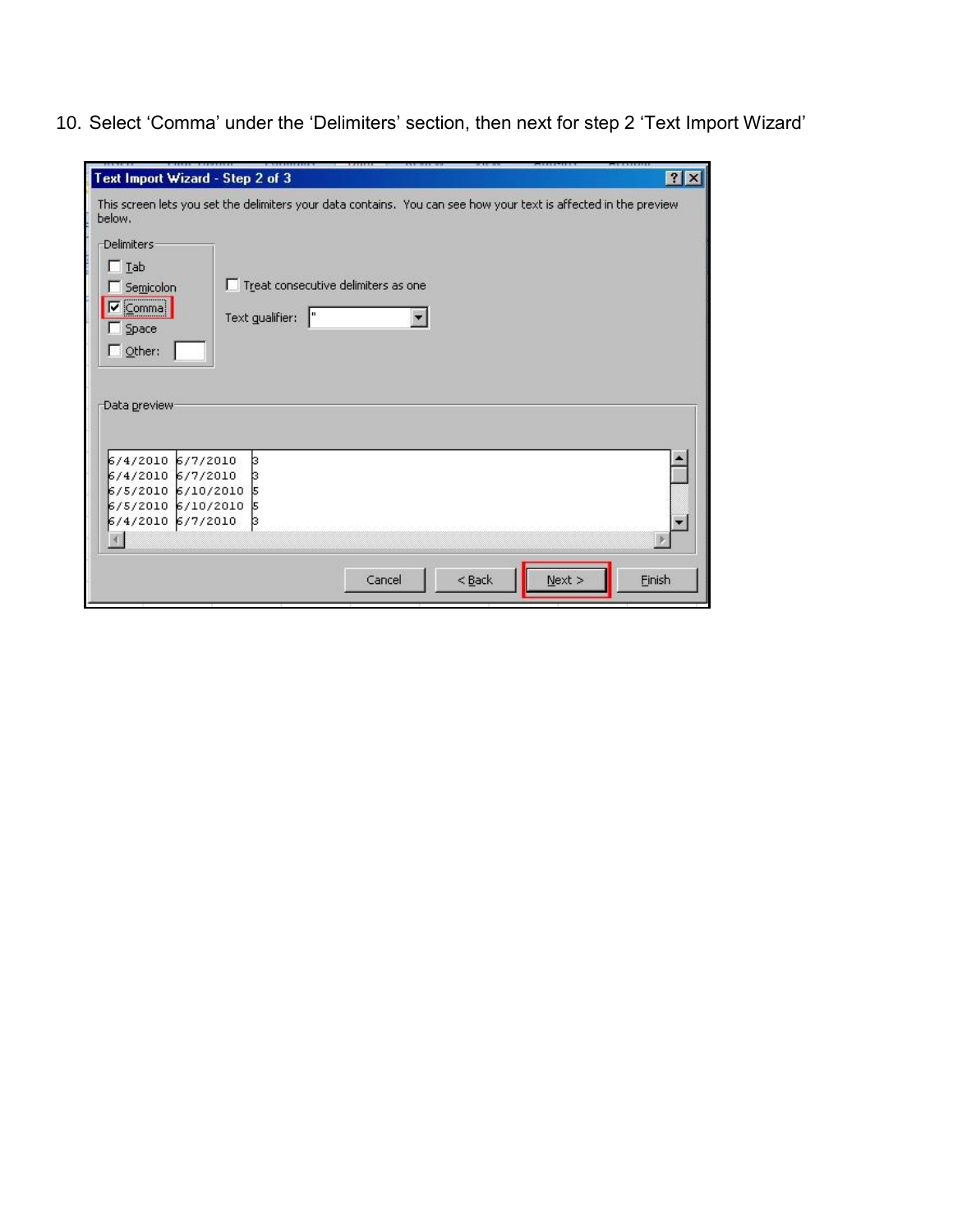10. Select 'Comma' under the 'Delimiters' section, then next for step 2 'Text Import Wizard'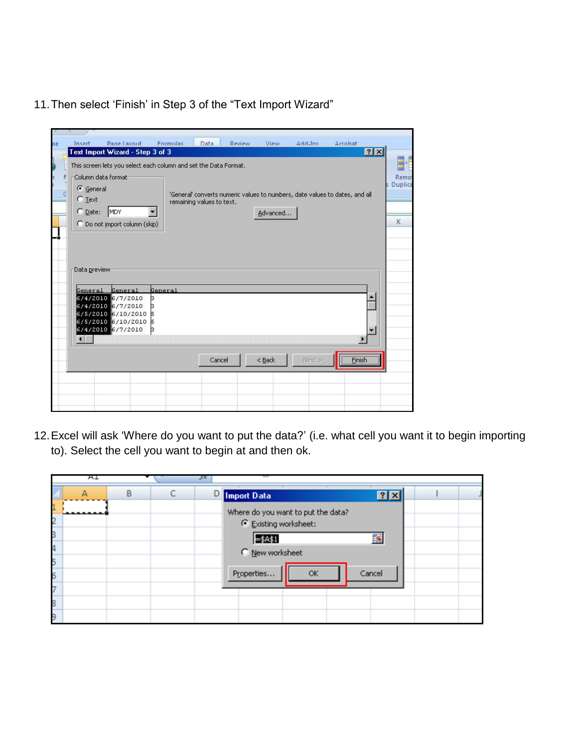11. Then select ‘Finish’ in Step 3 of the “Text Import Wizard”

12. Excel will ask ‘Where do you want to put the data?’ (i.e. what cell you want it to begin importing to). Select the cell you want to begin at and then ok.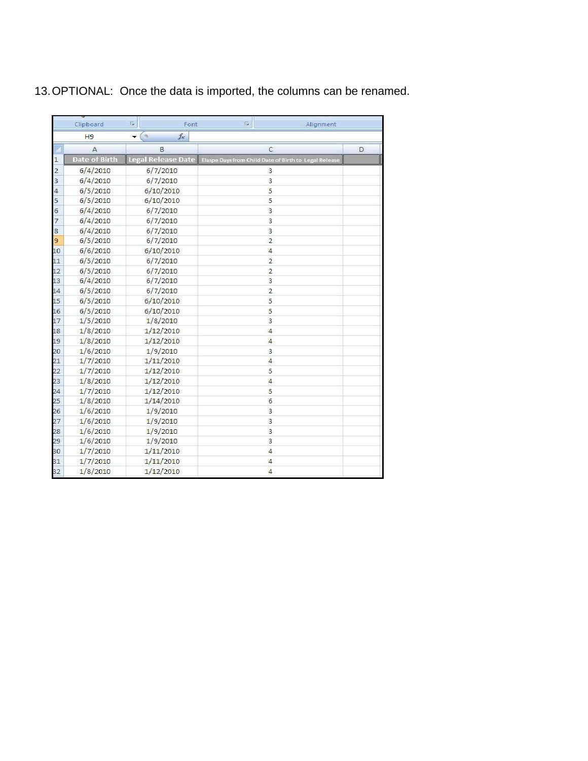13. OPTIONAL: Once the data is imported, the columns can be renamed.

| Date of Birth | Legal Release Date | Elaspe Days from Child Date of Birth to Legal Release |
|---|---|---|
| 6/4/2010 | 6/7/2010 | 3 |
| 6/4/2010 | 6/7/2010 | 3 |
| 6/5/2010 | 6/10/2010 | 5 |
| 6/5/2010 | 6/10/2010 | 5 |
| 6/4/2010 | 6/7/2010 | 3 |
| 6/4/2010 | 6/7/2010 | 3 |
| 6/4/2010 | 6/7/2010 | 3 |
| 6/5/2010 | 6/7/2010 | 2 |
| 6/6/2010 | 6/10/2010 | 4 |
| 6/5/2010 | 6/7/2010 | 2 |
| 6/5/2010 | 6/7/2010 | 2 |
| 6/4/2010 | 6/7/2010 | 3 |
| 6/5/2010 | 6/7/2010 | 2 |
| 6/5/2010 | 6/10/2010 | 5 |
| 6/5/2010 | 6/10/2010 | 5 |
| 1/5/2010 | 1/8/2010 | 3 |
| 1/8/2010 | 1/12/2010 | 4 |
| 1/8/2010 | 1/12/2010 | 4 |
| 1/6/2010 | 1/9/2010 | 3 |
| 1/7/2010 | 1/11/2010 | 4 |
| 1/7/2010 | 1/12/2010 | 5 |
| 1/8/2010 | 1/12/2010 | 4 |
| 1/7/2010 | 1/12/2010 | 5 |
| 1/8/2010 | 1/14/2010 | 6 |
| 1/6/2010 | 1/9/2010 | 3 |
| 1/6/2010 | 1/9/2010 | 3 |
| 1/6/2010 | 1/9/2010 | 3 |
| 1/6/2010 | 1/9/2010 | 3 |
| 1/7/2010 | 1/11/2010 | 4 |
| 1/7/2010 | 1/11/2010 | 4 |
| 1/8/2010 | 1/12/2010 | 4 |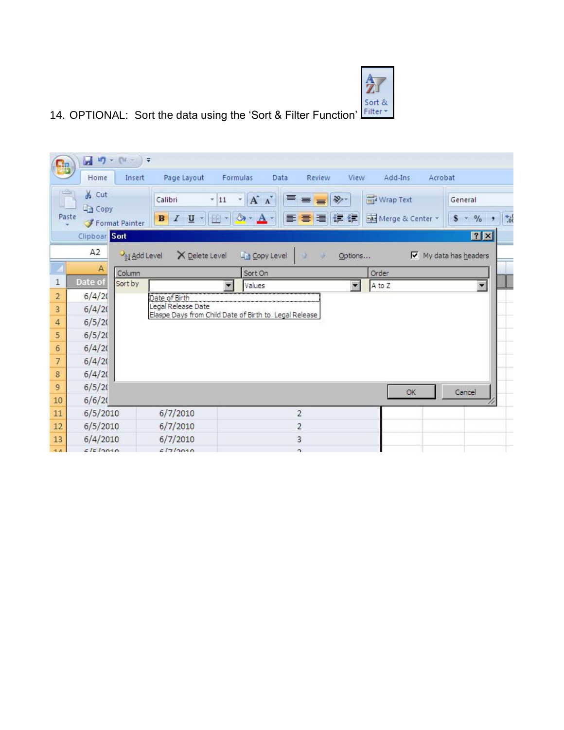14. OPTIONAL: Sort the data using the 'Sort & Filter Function'